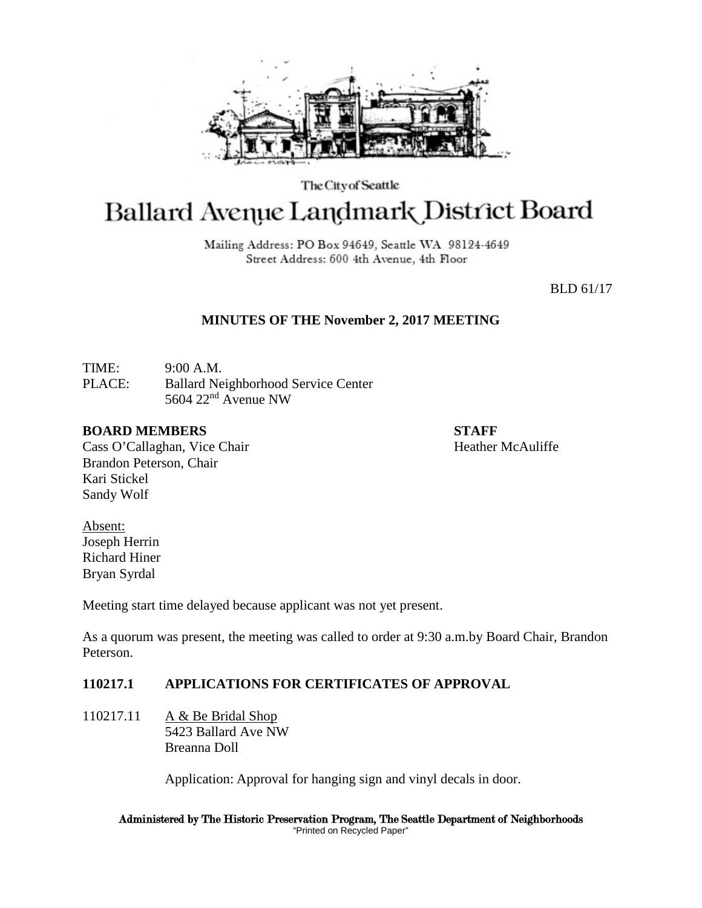The City of Seattle

# Ballard Avenue Landmark District Board

Mailing Address: PO Box 94649, Seattle WA 98124-4649
Street Address: 600 4th Avenue, 4th Floor

BLD 61/17

## MINUTES OF THE November 2, 2017 MEETING

TIME: 9:00 A.M.
PLACE: Ballard Neighborhood Service Center
5604 22nd Avenue NW

**BOARD MEMBERS**
Cass O'Callaghan, Vice Chair
Brandon Peterson, Chair
Kari Stickel
Sandy Wolf

**STAFF**
Heather McAuliffe

Absent:
Joseph Herrin
Richard Hiner
Bryan Syrdal

Meeting start time delayed because applicant was not yet present.

As a quorum was present, the meeting was called to order at 9:30 a.m.by Board Chair, Brandon Peterson.

### 110217.1 APPLICATIONS FOR CERTIFICATES OF APPROVAL

110217.11 A & Be Bridal Shop
5423 Ballard Ave NW
Breanna Doll

Application: Approval for hanging sign and vinyl decals in door.

Administered by The Historic Preservation Program, The Seattle Department of Neighborhoods
"Printed on Recycled Paper"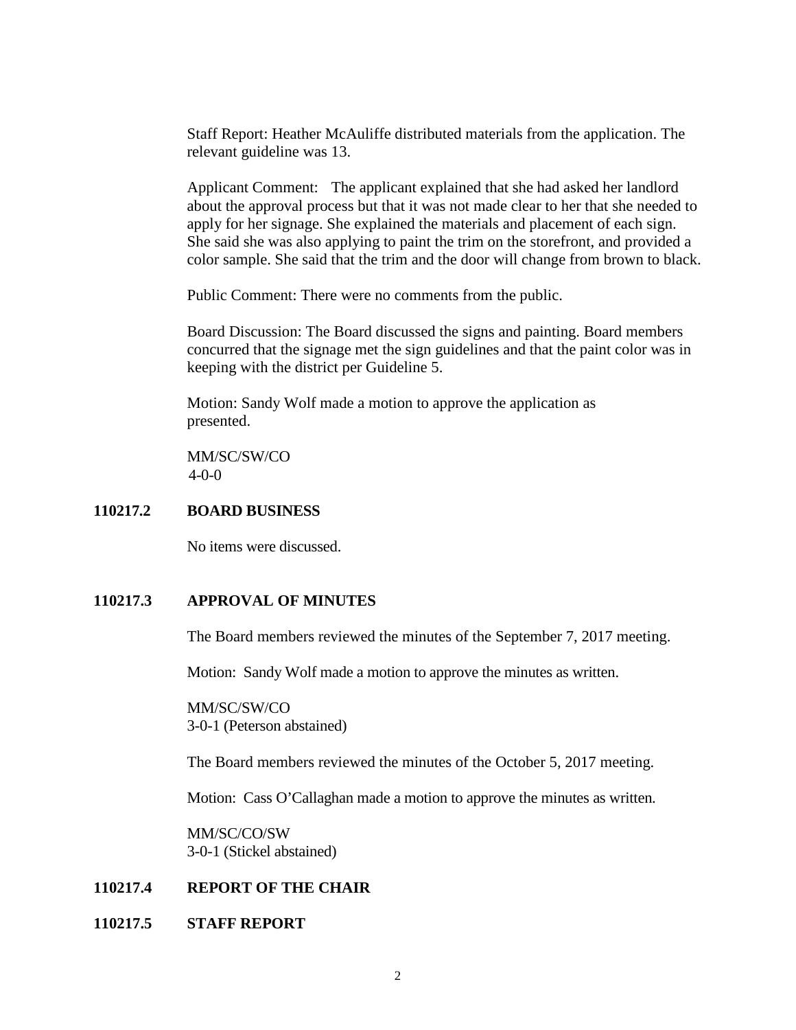Staff Report: Heather McAuliffe distributed materials from the application. The relevant guideline was 13.

Applicant Comment: The applicant explained that she had asked her landlord about the approval process but that it was not made clear to her that she needed to apply for her signage. She explained the materials and placement of each sign. She said she was also applying to paint the trim on the storefront, and provided a color sample. She said that the trim and the door will change from brown to black.

Public Comment: There were no comments from the public.

Board Discussion: The Board discussed the signs and painting. Board members concurred that the signage met the sign guidelines and that the paint color was in keeping with the district per Guideline 5.

Motion: Sandy Wolf made a motion to approve the application as presented.

MM/SC/SW/CO
4-0-0

## 110217.2 BOARD BUSINESS

No items were discussed.

## 110217.3 APPROVAL OF MINUTES

The Board members reviewed the minutes of the September 7, 2017 meeting.

Motion: Sandy Wolf made a motion to approve the minutes as written.

MM/SC/SW/CO
3-0-1 (Peterson abstained)

The Board members reviewed the minutes of the October 5, 2017 meeting.

Motion: Cass O'Callaghan made a motion to approve the minutes as written.

MM/SC/CO/SW
3-0-1 (Stickel abstained)

## 110217.4 REPORT OF THE CHAIR

## 110217.5 STAFF REPORT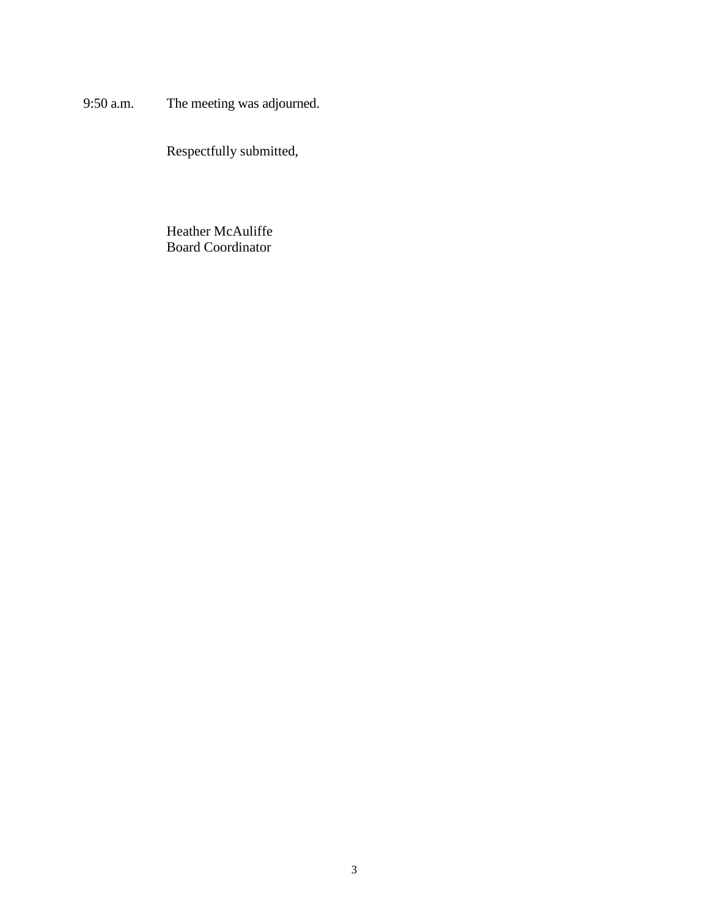9:50 a.m. The meeting was adjourned.

Respectfully submitted,

Heather McAuliffe
Board Coordinator